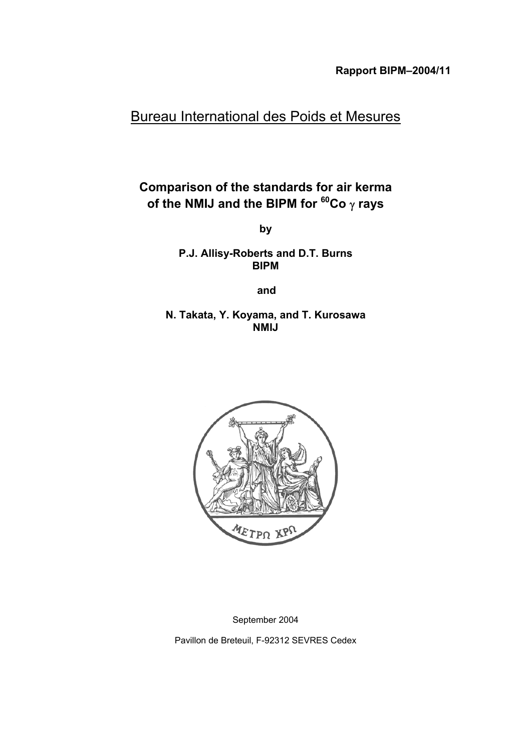**Rapport BIPM–2004/11**

Bureau International des Poids et Mesures

# Comparison of the standards for air kerma of the NMIJ and the BIPM for $^{60}$Co $\gamma$ rays

by

**P.J. Allisy-Roberts and D.T. Burns**
**BIPM**

and

**N. Takata, Y. Koyama, and T. Kurosawa**
**NMIJ**

September 2004

Pavillon de Breteuil, F-92312 SEVRES Cedex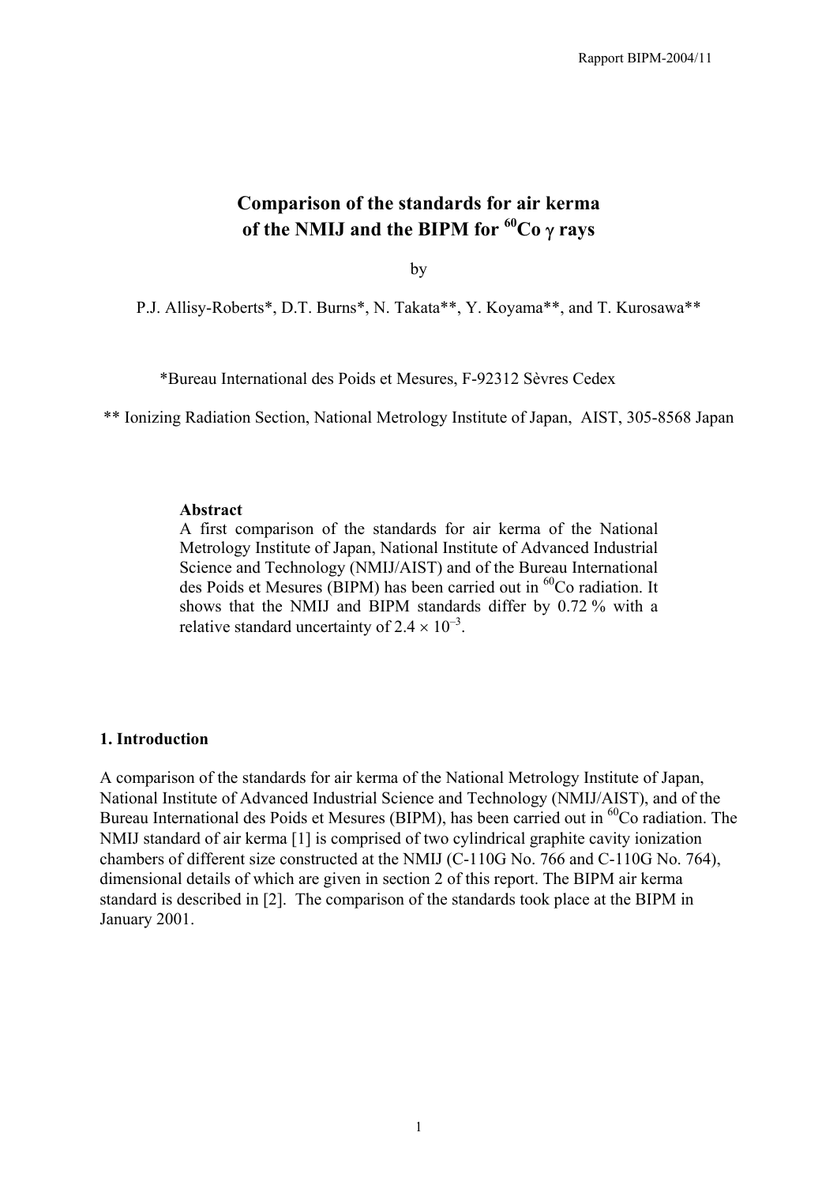# Comparison of the standards for air kerma of the NMIJ and the BIPM for $^{60}Co$ $\gamma$ rays

by

P.J. Allisy-Roberts*, D.T. Burns*, N. Takata**, Y. Koyama**, and T. Kurosawa**

*Bureau International des Poids et Mesures, F-92312 Sèvres Cedex

** Ionizing Radiation Section, National Metrology Institute of Japan, AIST, 305-8568 Japan

**Abstract**

A first comparison of the standards for air kerma of the National Metrology Institute of Japan, National Institute of Advanced Industrial Science and Technology (NMIJ/AIST) and of the Bureau International des Poids et Mesures (BIPM) has been carried out in $^{60}Co$ radiation. It shows that the NMIJ and BIPM standards differ by 0.72 % with a relative standard uncertainty of $2.4 \times 10^{-3}$.

## 1. Introduction

A comparison of the standards for air kerma of the National Metrology Institute of Japan, National Institute of Advanced Industrial Science and Technology (NMIJ/AIST), and of the Bureau International des Poids et Mesures (BIPM), has been carried out in $^{60}Co$ radiation. The NMIJ standard of air kerma [1] is comprised of two cylindrical graphite cavity ionization chambers of different size constructed at the NMIJ (C-110G No. 766 and C-110G No. 764), dimensional details of which are given in section 2 of this report. The BIPM air kerma standard is described in [2]. The comparison of the standards took place at the BIPM in January 2001.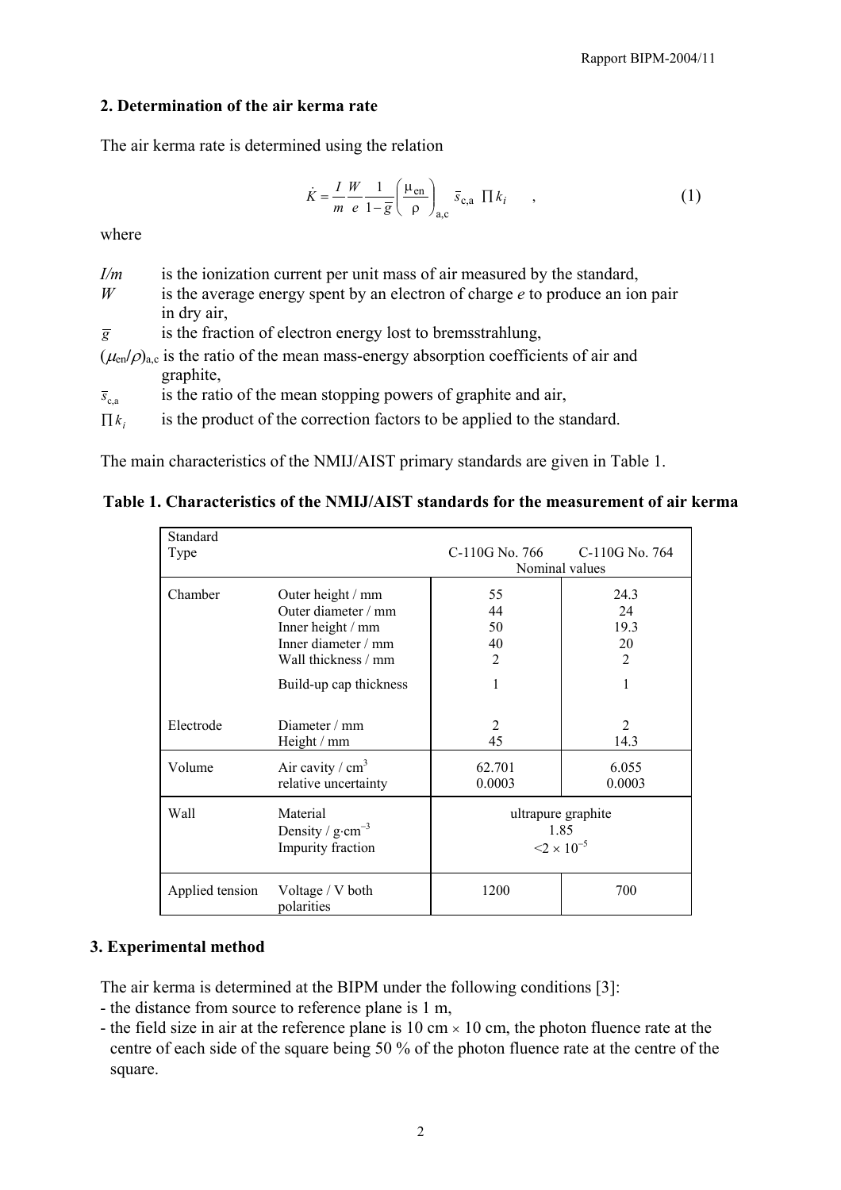## 2. Determination of the air kerma rate

The air kerma rate is determined using the relation

$$\dot{K} = \frac{I}{m}\frac{W}{e}\frac{1}{1-\bar{g}}\left(\frac{\mu_{\text{en}}}{\rho}\right)_{\text{a,c}} \bar{s}_{\text{c,a}} \prod k_i \quad , \tag{1}$$

where

- $I/m$ is the ionization current per unit mass of air measured by the standard,
- $W$ is the average energy spent by an electron of charge $e$ to produce an ion pair in dry air,
- $\bar{g}$ is the fraction of electron energy lost to bremsstrahlung,
- $(\mu_{\text{en}}/\rho)_{\text{a,c}}$ is the ratio of the mean mass-energy absorption coefficients of air and graphite,
- $\bar{s}_{\text{c,a}}$ is the ratio of the mean stopping powers of graphite and air,
- $\prod k_i$ is the product of the correction factors to be applied to the standard.

The main characteristics of the NMIJ/AIST primary standards are given in Table 1.

**Table 1. Characteristics of the NMIJ/AIST standards for the measurement of air kerma**

| Standard Type | | C-110G No. 766 | C-110G No. 764 |
|---|---|---|---|
| | | Nominal values | |
| Chamber | Outer height / mm | 55 | 24.3 |
| | Outer diameter / mm | 44 | 24 |
| | Inner height / mm | 50 | 19.3 |
| | Inner diameter / mm | 40 | 20 |
| | Wall thickness / mm | 2 | 2 |
| | Build-up cap thickness | 1 | 1 |
| Electrode | Diameter / mm | 2 | 2 |
| | Height / mm | 45 | 14.3 |
| Volume | Air cavity / cm$^3$ | 62.701 | 6.055 |
| | relative uncertainty | 0.0003 | 0.0003 |
| Wall | Material | ultrapure graphite | |
| | Density / g·cm$^{-3}$ | 1.85 | |
| | Impurity fraction | $<2 \times 10^{-5}$ | |
| Applied tension | Voltage / V both polarities | 1200 | 700 |

## 3. Experimental method

The air kerma is determined at the BIPM under the following conditions [3]:

- the distance from source to reference plane is 1 m,
- the field size in air at the reference plane is 10 cm × 10 cm, the photon fluence rate at the centre of each side of the square being 50 % of the photon fluence rate at the centre of the square.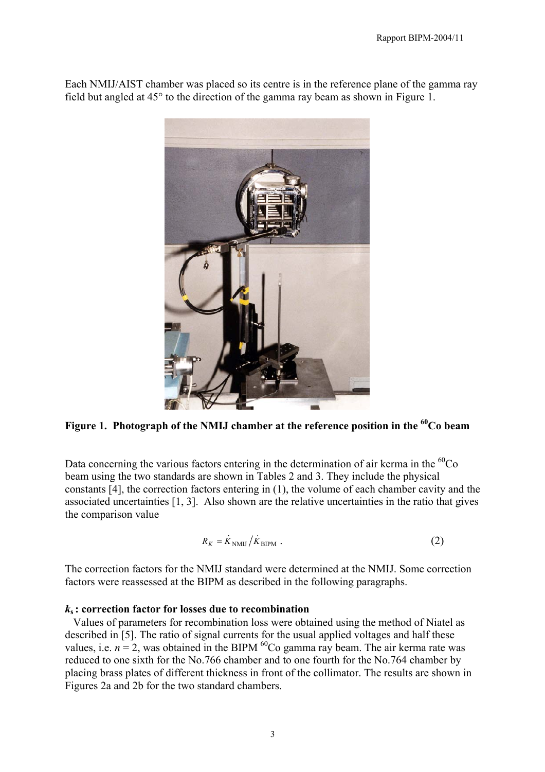Each NMIJ/AIST chamber was placed so its centre is in the reference plane of the gamma ray field but angled at 45° to the direction of the gamma ray beam as shown in Figure 1.

**Figure 1. Photograph of the NMIJ chamber at the reference position in the $^{60}$Co beam**

Data concerning the various factors entering in the determination of air kerma in the $^{60}$Co beam using the two standards are shown in Tables 2 and 3. They include the physical constants [4], the correction factors entering in (1), the volume of each chamber cavity and the associated uncertainties [1, 3]. Also shown are the relative uncertainties in the ratio that gives the comparison value

$$R_K = \dot{K}_{\mathrm{NMIJ}} / \dot{K}_{\mathrm{BIPM}} \ . \qquad (2)$$

The correction factors for the NMIJ standard were determined at the NMIJ. Some correction factors were reassessed at the BIPM as described in the following paragraphs.

**$k_s$ : correction factor for losses due to recombination**

Values of parameters for recombination loss were obtained using the method of Niatel as described in [5]. The ratio of signal currents for the usual applied voltages and half these values, i.e. $n = 2$, was obtained in the BIPM $^{60}$Co gamma ray beam. The air kerma rate was reduced to one sixth for the No.766 chamber and to one fourth for the No.764 chamber by placing brass plates of different thickness in front of the collimator. The results are shown in Figures 2a and 2b for the two standard chambers.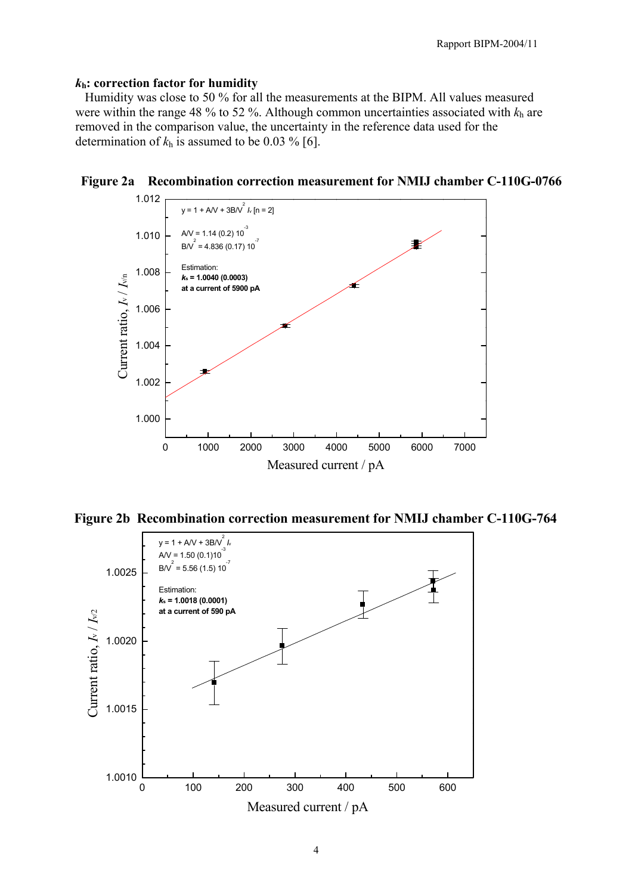### $k_h$: correction factor for humidity

Humidity was close to 50 % for all the measurements at the BIPM. All values measured were within the range 48 % to 52 %. Although common uncertainties associated with $k_h$ are removed in the comparison value, the uncertainty in the reference data used for the determination of $k_h$ is assumed to be 0.03 % [6].

**Figure 2a Recombination correction measurement for NMIJ chamber C-110G-0766**

$y = 1 + A/V + 3B/V^2 \, I_v$ [n = 2]

$A/V = 1.14\ (0.2)\ 10^{-3}$
$B/V^2 = 4.836\ (0.17)\ 10^{-7}$

Estimation:
**$k_s$ = 1.0040 (0.0003)**
**at a current of 5900 pA**

Current ratio, $I_v / I_{v/n}$

Measured current / pA

**Figure 2b Recombination correction measurement for NMIJ chamber C-110G-764**

$y = 1 + A/V + 3B/V^2 \, I_v$
$A/V = 1.50\ (0.1)10^{-3}$
$B/V^2 = 5.56\ (1.5)\ 10^{-7}$

Estimation:
**$k_s$ = 1.0018 (0.0001)**
**at a current of 590 pA**

Current ratio, $I_v / I_{v/2}$

Measured current / pA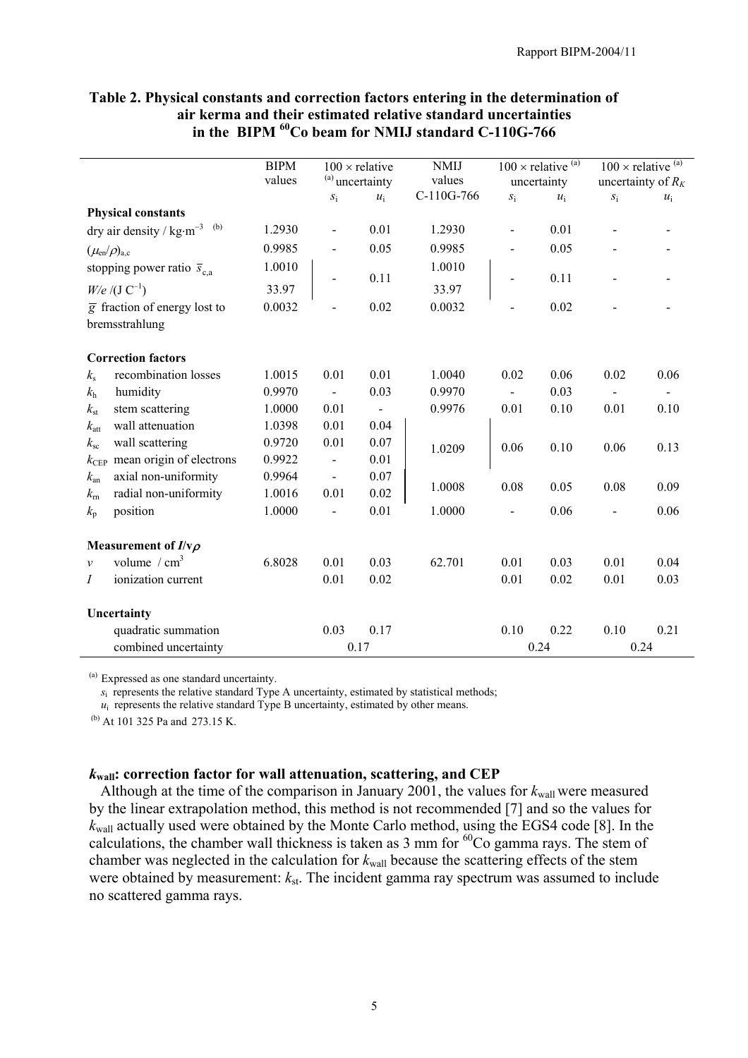**Table 2. Physical constants and correction factors entering in the determination of air kerma and their estimated relative standard uncertainties in the BIPM $^{60}$Co beam for NMIJ standard C-110G-766**

| | BIPM values | 100 × relative [(a)] uncertainty | | NMIJ values C-110G-766 | 100 × relative [(a)] uncertainty | | 100 × relative [(a)] uncertainty of $R_K$ | |
|---|---|---|---|---|---|---|---|---|
| | | $s_i$ | $u_i$ | | $s_i$ | $u_i$ | $s_i$ | $u_i$ |
| **Physical constants** | | | | | | | | |
| dry air density / kg·m$^{-3}$ [(b)] | 1.2930 | - | 0.01 | 1.2930 | - | 0.01 | - | - |
| $(\mu_{en}/\rho)_{a,c}$ | 0.9985 | - | 0.05 | 0.9985 | - | 0.05 | - | - |
| stopping power ratio $\bar{s}_{c,a}$ | 1.0010 | - | 0.11 | 1.0010 | - | 0.11 | - | - |
| $W/e$ /(J C$^{-1}$) | 33.97 | | | 33.97 | | | | |
| $\bar{g}$ fraction of energy lost to bremsstrahlung | 0.0032 | - | 0.02 | 0.0032 | - | 0.02 | - | - |
| **Correction factors** | | | | | | | | |
| $k_s$ recombination losses | 1.0015 | 0.01 | 0.01 | 1.0040 | 0.02 | 0.06 | 0.02 | 0.06 |
| $k_h$ humidity | 0.9970 | - | 0.03 | 0.9970 | - | 0.03 | - | - |
| $k_{st}$ stem scattering | 1.0000 | 0.01 | - | 0.9976 | 0.01 | 0.10 | 0.01 | 0.10 |
| $k_{att}$ wall attenuation | 1.0398 | 0.01 | 0.04 | 1.0209 | 0.06 | 0.10 | 0.06 | 0.13 |
| $k_{sc}$ wall scattering | 0.9720 | 0.01 | 0.07 | | | | | |
| $k_{CEP}$ mean origin of electrons | 0.9922 | - | 0.01 | | | | | |
| $k_{an}$ axial non-uniformity | 0.9964 | - | 0.07 | 1.0008 | 0.08 | 0.05 | 0.08 | 0.09 |
| $k_{rn}$ radial non-uniformity | 1.0016 | 0.01 | 0.02 | | | | | |
| $k_p$ position | 1.0000 | - | 0.01 | 1.0000 | - | 0.06 | - | 0.06 |
| **Measurement of $I/v\rho$** | | | | | | | | |
| $v$ volume / cm$^3$ | 6.8028 | 0.01 | 0.03 | 62.701 | 0.01 | 0.03 | 0.01 | 0.04 |
| $I$ ionization current | | 0.01 | 0.02 | | 0.01 | 0.02 | 0.01 | 0.03 |
| **Uncertainty** | | | | | | | | |
| quadratic summation | | 0.03 | 0.17 | | 0.10 | 0.22 | 0.10 | 0.21 |
| combined uncertainty | | 0.17 | | | 0.24 | | 0.24 | |

[(a)] Expressed as one standard uncertainty.
$s_i$ represents the relative standard Type A uncertainty, estimated by statistical methods;
$u_i$ represents the relative standard Type B uncertainty, estimated by other means.

[(b)] At 101 325 Pa and 273.15 K.

**$k_{wall}$: correction factor for wall attenuation, scattering, and CEP**

Although at the time of the comparison in January 2001, the values for $k_{wall}$ were measured by the linear extrapolation method, this method is not recommended [7] and so the values for $k_{wall}$ actually used were obtained by the Monte Carlo method, using the EGS4 code [8]. In the calculations, the chamber wall thickness is taken as 3 mm for $^{60}$Co gamma rays. The stem of chamber was neglected in the calculation for $k_{wall}$ because the scattering effects of the stem were obtained by measurement: $k_{st}$. The incident gamma ray spectrum was assumed to include no scattered gamma rays.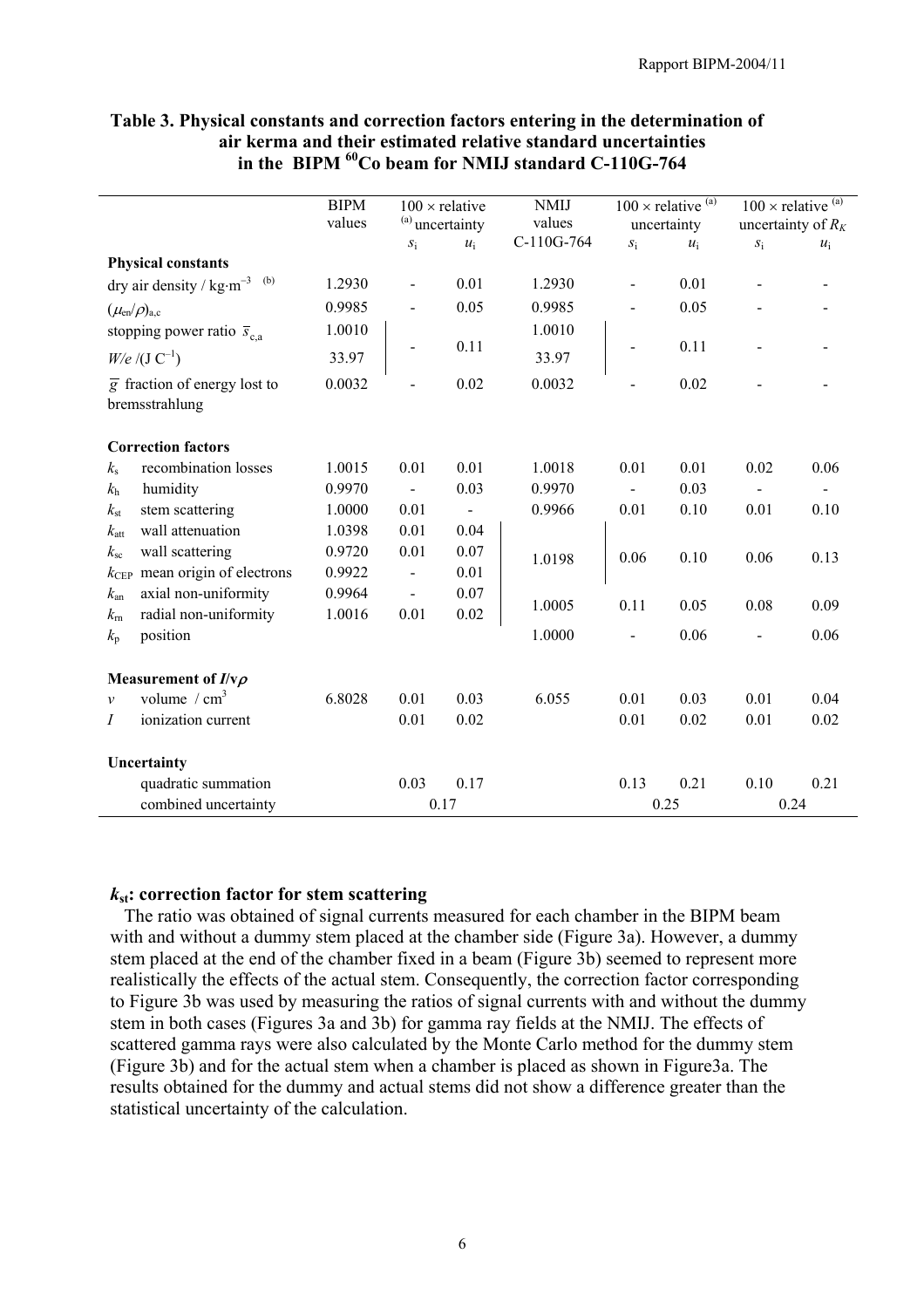**Table 3. Physical constants and correction factors entering in the determination of air kerma and their estimated relative standard uncertainties in the BIPM $^{60}$Co beam for NMIJ standard C-110G-764**

| | BIPM values | 100 × relative [(a)] uncertainty | | NMIJ values C-110G-764 | 100 × relative [(a)] uncertainty | | 100 × relative [(a)] uncertainty of $R_K$ | |
|---|---|---|---|---|---|---|---|---|
| | | $s_i$ | $u_i$ | | $s_i$ | $u_i$ | $s_i$ | $u_i$ |
| **Physical constants** | | | | | | | | |
| dry air density / kg·m$^{-3}$ [(b)] | 1.2930 | - | 0.01 | 1.2930 | - | 0.01 | - | - |
| $(\mu_{en}/\rho)_{a,c}$ | 0.9985 | - | 0.05 | 0.9985 | - | 0.05 | - | - |
| stopping power ratio $\bar{s}_{c,a}$ | 1.0010 | - | 0.11 | 1.0010 | - | 0.11 | - | - |
| $W/e$ /(J C$^{-1}$) | 33.97 | | | 33.97 | | | | |
| $\bar{g}$ fraction of energy lost to bremsstrahlung | 0.0032 | - | 0.02 | 0.0032 | - | 0.02 | - | - |
| **Correction factors** | | | | | | | | |
| $k_s$ recombination losses | 1.0015 | 0.01 | 0.01 | 1.0018 | 0.01 | 0.01 | 0.02 | 0.06 |
| $k_h$ humidity | 0.9970 | - | 0.03 | 0.9970 | - | 0.03 | - | - |
| $k_{st}$ stem scattering | 1.0000 | 0.01 | - | 0.9966 | 0.01 | 0.10 | 0.01 | 0.10 |
| $k_{att}$ wall attenuation | 1.0398 | 0.01 | 0.04 | 1.0198 | 0.06 | 0.10 | 0.06 | 0.13 |
| $k_{sc}$ wall scattering | 0.9720 | 0.01 | 0.07 | | | | | |
| $k_{CEP}$ mean origin of electrons | 0.9922 | - | 0.01 | | | | | |
| $k_{an}$ axial non-uniformity | 0.9964 | - | 0.07 | 1.0005 | 0.11 | 0.05 | 0.08 | 0.09 |
| $k_{rn}$ radial non-uniformity | 1.0016 | 0.01 | 0.02 | | | | | |
| $k_p$ position | | | | 1.0000 | - | 0.06 | - | 0.06 |
| **Measurement of $I/v\rho$** | | | | | | | | |
| $v$ volume / cm$^3$ | 6.8028 | 0.01 | 0.03 | 6.055 | 0.01 | 0.03 | 0.01 | 0.04 |
| $I$ ionization current | | 0.01 | 0.02 | | 0.01 | 0.02 | 0.01 | 0.02 |
| **Uncertainty** | | | | | | | | |
| quadratic summation | | 0.03 | 0.17 | | 0.13 | 0.21 | 0.10 | 0.21 |
| combined uncertainty | | 0.17 | | | 0.25 | | 0.24 | |

**$k_{st}$: correction factor for stem scattering**

The ratio was obtained of signal currents measured for each chamber in the BIPM beam with and without a dummy stem placed at the chamber side (Figure 3a). However, a dummy stem placed at the end of the chamber fixed in a beam (Figure 3b) seemed to represent more realistically the effects of the actual stem. Consequently, the correction factor corresponding to Figure 3b was used by measuring the ratios of signal currents with and without the dummy stem in both cases (Figures 3a and 3b) for gamma ray fields at the NMIJ. The effects of scattered gamma rays were also calculated by the Monte Carlo method for the dummy stem (Figure 3b) and for the actual stem when a chamber is placed as shown in Figure3a. The results obtained for the dummy and actual stems did not show a difference greater than the statistical uncertainty of the calculation.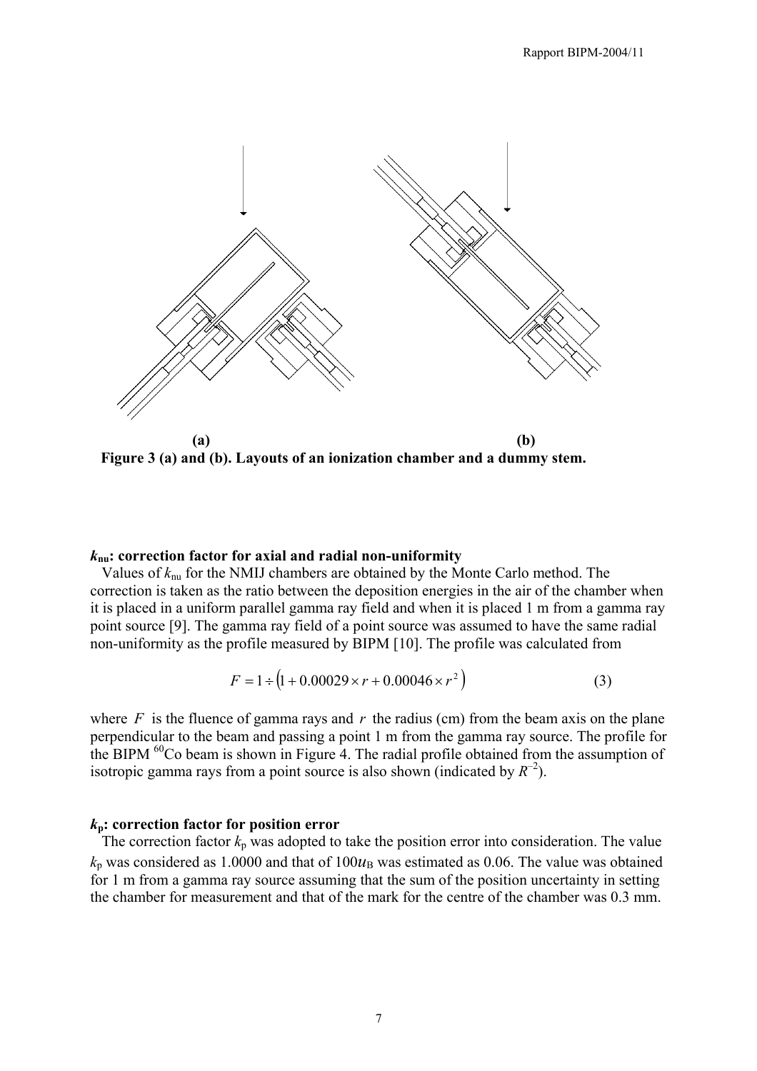**(a)** **(b)**

**Figure 3 (a) and (b). Layouts of an ionization chamber and a dummy stem.**

**$k_{nu}$: correction factor for axial and radial non-uniformity**

Values of $k_{nu}$ for the NMIJ chambers are obtained by the Monte Carlo method. The correction is taken as the ratio between the deposition energies in the air of the chamber when it is placed in a uniform parallel gamma ray field and when it is placed 1 m from a gamma ray point source [9]. The gamma ray field of a point source was assumed to have the same radial non-uniformity as the profile measured by BIPM [10]. The profile was calculated from

$$F = 1 \div \left(1 + 0.00029 \times r + 0.00046 \times r^2\right) \tag{3}$$

where $F$ is the fluence of gamma rays and $r$ the radius (cm) from the beam axis on the plane perpendicular to the beam and passing a point 1 m from the gamma ray source. The profile for the BIPM $^{60}$Co beam is shown in Figure 4. The radial profile obtained from the assumption of isotropic gamma rays from a point source is also shown (indicated by $R^{-2}$).

**$k_p$: correction factor for position error**

The correction factor $k_p$ was adopted to take the position error into consideration. The value $k_p$ was considered as 1.0000 and that of $100u_B$ was estimated as 0.06. The value was obtained for 1 m from a gamma ray source assuming that the sum of the position uncertainty in setting the chamber for measurement and that of the mark for the centre of the chamber was 0.3 mm.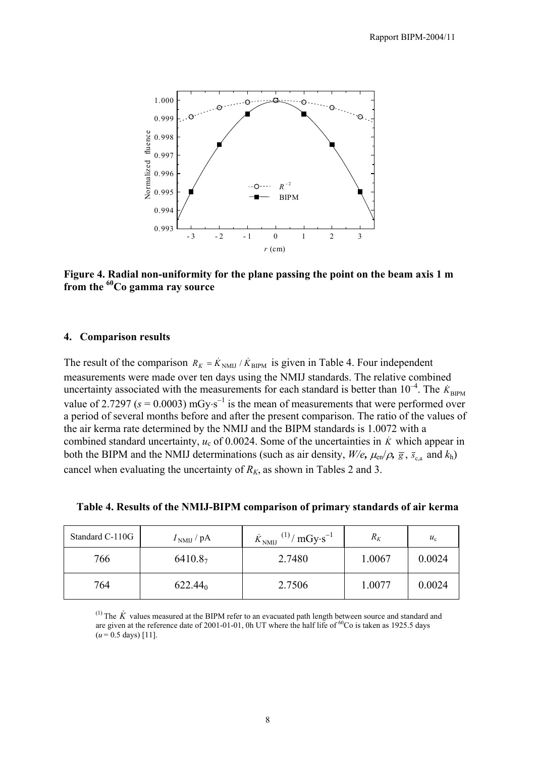**Figure 4. Radial non-uniformity for the plane passing the point on the beam axis 1 m from the $^{60}$Co gamma ray source**

## 4. Comparison results

The result of the comparison $R_K = \dot{K}_{\mathrm{NMIJ}} / \dot{K}_{\mathrm{BIPM}}$ is given in Table 4. Four independent measurements were made over ten days using the NMIJ standards. The relative combined uncertainty associated with the measurements for each standard is better than $10^{-4}$. The $\dot{K}_{\mathrm{BIPM}}$ value of 2.7297 ($s$ = 0.0003) mGy·s$^{-1}$ is the mean of measurements that were performed over a period of several months before and after the present comparison. The ratio of the values of the air kerma rate determined by the NMIJ and the BIPM standards is 1.0072 with a combined standard uncertainty, $u_c$ of 0.0024. Some of the uncertainties in $\dot{K}$ which appear in both the BIPM and the NMIJ determinations (such as air density, $W/e$, $\mu_{en}/\rho$, $\bar{g}$, $\bar{s}_{c,a}$ and $k_h$) cancel when evaluating the uncertainty of $R_K$, as shown in Tables 2 and 3.

**Table 4. Results of the NMIJ-BIPM comparison of primary standards of air kerma**

| Standard C-110G | $I_{\mathrm{NMIJ}}$ / pA | $\dot{K}_{\mathrm{NMIJ}}$ $^{(1)}$ / mGy·s$^{-1}$ | $R_K$ | $u_c$ |
|---|---|---|---|---|
| 766 | 6410.8$_7$ | 2.7480 | 1.0067 | 0.0024 |
| 764 | 622.44$_0$ | 2.7506 | 1.0077 | 0.0024 |

(1) The $\dot{K}$ values measured at the BIPM refer to an evacuated path length between source and standard and are given at the reference date of 2001-01-01, 0h UT where the half life of $^{60}$Co is taken as 1925.5 days ($u$ = 0.5 days) [11].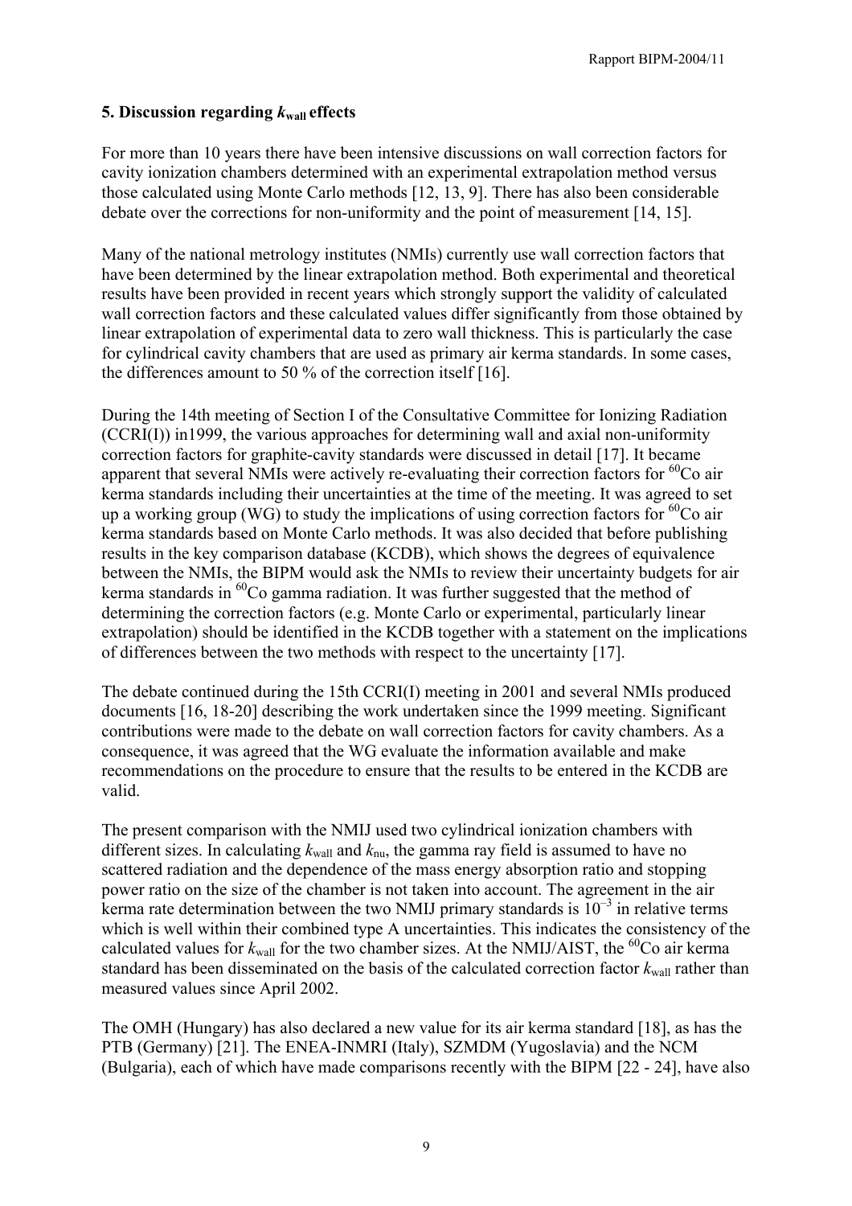## 5. Discussion regarding $k_{wall}$ effects

For more than 10 years there have been intensive discussions on wall correction factors for cavity ionization chambers determined with an experimental extrapolation method versus those calculated using Monte Carlo methods [12, 13, 9]. There has also been considerable debate over the corrections for non-uniformity and the point of measurement [14, 15].

Many of the national metrology institutes (NMIs) currently use wall correction factors that have been determined by the linear extrapolation method. Both experimental and theoretical results have been provided in recent years which strongly support the validity of calculated wall correction factors and these calculated values differ significantly from those obtained by linear extrapolation of experimental data to zero wall thickness. This is particularly the case for cylindrical cavity chambers that are used as primary air kerma standards. In some cases, the differences amount to 50 % of the correction itself [16].

During the 14th meeting of Section I of the Consultative Committee for Ionizing Radiation (CCRI(I)) in1999, the various approaches for determining wall and axial non-uniformity correction factors for graphite-cavity standards were discussed in detail [17]. It became apparent that several NMIs were actively re-evaluating their correction factors for $^{60}$Co air kerma standards including their uncertainties at the time of the meeting. It was agreed to set up a working group (WG) to study the implications of using correction factors for $^{60}$Co air kerma standards based on Monte Carlo methods. It was also decided that before publishing results in the key comparison database (KCDB), which shows the degrees of equivalence between the NMIs, the BIPM would ask the NMIs to review their uncertainty budgets for air kerma standards in $^{60}$Co gamma radiation. It was further suggested that the method of determining the correction factors (e.g. Monte Carlo or experimental, particularly linear extrapolation) should be identified in the KCDB together with a statement on the implications of differences between the two methods with respect to the uncertainty [17].

The debate continued during the 15th CCRI(I) meeting in 2001 and several NMIs produced documents [16, 18-20] describing the work undertaken since the 1999 meeting. Significant contributions were made to the debate on wall correction factors for cavity chambers. As a consequence, it was agreed that the WG evaluate the information available and make recommendations on the procedure to ensure that the results to be entered in the KCDB are valid.

The present comparison with the NMIJ used two cylindrical ionization chambers with different sizes. In calculating $k_{wall}$ and $k_{nu}$, the gamma ray field is assumed to have no scattered radiation and the dependence of the mass energy absorption ratio and stopping power ratio on the size of the chamber is not taken into account. The agreement in the air kerma rate determination between the two NMIJ primary standards is $10^{-3}$ in relative terms which is well within their combined type A uncertainties. This indicates the consistency of the calculated values for $k_{wall}$ for the two chamber sizes. At the NMIJ/AIST, the $^{60}$Co air kerma standard has been disseminated on the basis of the calculated correction factor $k_{wall}$ rather than measured values since April 2002.

The OMH (Hungary) has also declared a new value for its air kerma standard [18], as has the PTB (Germany) [21]. The ENEA-INMRI (Italy), SZMDM (Yugoslavia) and the NCM (Bulgaria), each of which have made comparisons recently with the BIPM [22 - 24], have also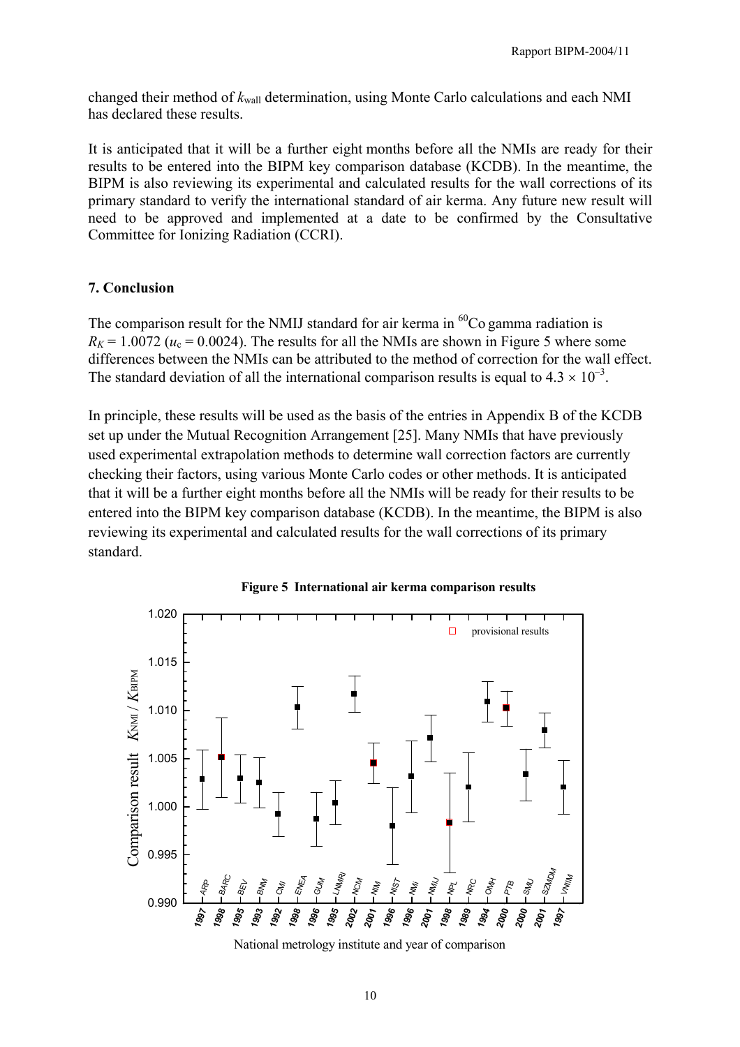changed their method of $k_{wall}$ determination, using Monte Carlo calculations and each NMI has declared these results.

It is anticipated that it will be a further eight months before all the NMIs are ready for their results to be entered into the BIPM key comparison database (KCDB). In the meantime, the BIPM is also reviewing its experimental and calculated results for the wall corrections of its primary standard to verify the international standard of air kerma. Any future new result will need to be approved and implemented at a date to be confirmed by the Consultative Committee for Ionizing Radiation (CCRI).

## 7. Conclusion

The comparison result for the NMIJ standard for air kerma in $^{60}$Co gamma radiation is $R_K = 1.0072$ ($u_c = 0.0024$). The results for all the NMIs are shown in Figure 5 where some differences between the NMIs can be attributed to the method of correction for the wall effect. The standard deviation of all the international comparison results is equal to $4.3 \times 10^{-3}$.

In principle, these results will be used as the basis of the entries in Appendix B of the KCDB set up under the Mutual Recognition Arrangement [25]. Many NMIs that have previously used experimental extrapolation methods to determine wall correction factors are currently checking their factors, using various Monte Carlo codes or other methods. It is anticipated that it will be a further eight months before all the NMIs will be ready for their results to be entered into the BIPM key comparison database (KCDB). In the meantime, the BIPM is also reviewing its experimental and calculated results for the wall corrections of its primary standard.

**Figure 5 International air kerma comparison results**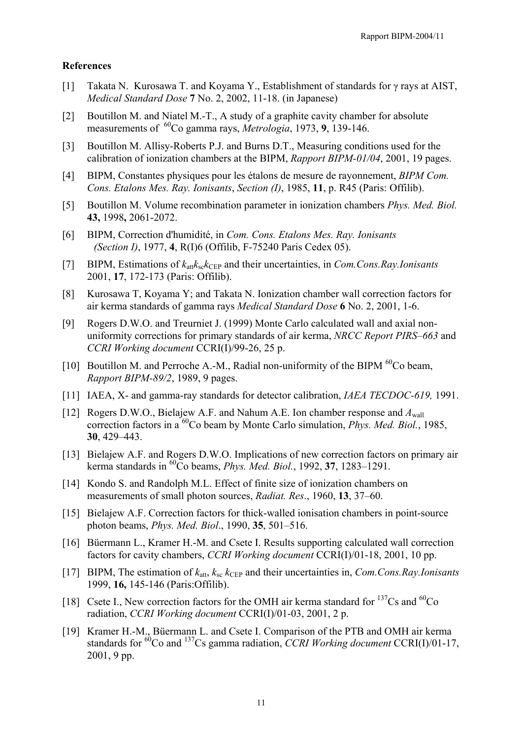**References**

[1] Takata N. Kurosawa T. and Koyama Y., Establishment of standards for γ rays at AIST, *Medical Standard Dose* **7** No. 2, 2002, 11-18. (in Japanese)

[2] Boutillon M. and Niatel M.-T., A study of a graphite cavity chamber for absolute measurements of $^{60}$Co gamma rays, *Metrologia*, 1973, **9**, 139-146.

[3] Boutillon M. Allisy-Roberts P.J. and Burns D.T., Measuring conditions used for the calibration of ionization chambers at the BIPM, *Rapport BIPM-01/04*, 2001, 19 pages.

[4] BIPM, Constantes physiques pour les étalons de mesure de rayonnement, *BIPM Com. Cons. Etalons Mes. Ray. Ionisants*, *Section (I)*, 1985, **11**, p. R45 (Paris: Offilib).

[5] Boutillon M. Volume recombination parameter in ionization chambers *Phys. Med. Biol.* **43,** 1998**,** 2061-2072.

[6] BIPM, Correction d'humidité, in *Com. Cons. Etalons Mes. Ray. Ionisants (Section I)*, 1977, **4**, R(I)6 (Offilib, F-75240 Paris Cedex 05).

[7] BIPM, Estimations of $k_{att}k_{sc}k_{CEP}$ and their uncertainties, in *Com.Cons.Ray.Ionisants* 2001, **17**, 172-173 (Paris: Offilib).

[8] Kurosawa T, Koyama Y; and Takata N. Ionization chamber wall correction factors for air kerma standards of gamma rays *Medical Standard Dose* **6** No. 2, 2001, 1-6.

[9] Rogers D.W.O. and Treurniet J. (1999) Monte Carlo calculated wall and axial non-uniformity corrections for primary standards of air kerma, *NRCC Report PIRS–663* and *CCRI Working document* CCRI(I)/99-26, 25 p.

[10] Boutillon M. and Perroche A.-M., Radial non-uniformity of the BIPM $^{60}$Co beam, *Rapport BIPM-89/2*, 1989, 9 pages.

[11] IAEA, X- and gamma-ray standards for detector calibration, *IAEA TECDOC-619,* 1991.

[12] Rogers D.W.O., Bielajew A.F. and Nahum A.E. Ion chamber response and $A_{wall}$ correction factors in a $^{60}$Co beam by Monte Carlo simulation, *Phys. Med. Biol.*, 1985, **30**, 429–443.

[13] Bielajew A.F. and Rogers D.W.O. Implications of new correction factors on primary air kerma standards in $^{60}$Co beams, *Phys. Med. Biol.*, 1992, **37**, 1283–1291.

[14] Kondo S. and Randolph M.L. Effect of finite size of ionization chambers on measurements of small photon sources, *Radiat. Res*., 1960, **13**, 37–60.

[15] Bielajew A.F. Correction factors for thick-walled ionisation chambers in point-source photon beams, *Phys. Med. Biol*., 1990, **35**, 501–516.

[16] Büermann L., Kramer H.-M. and Csete I. Results supporting calculated wall correction factors for cavity chambers, *CCRI Working document* CCRI(I)/01-18, 2001, 10 pp.

[17] BIPM, The estimation of $k_{att}$, $k_{sc}$ $k_{CEP}$ and their uncertainties in, *Com.Cons.Ray.Ionisants* 1999, **16,** 145-146 (Paris:Offilib).

[18] Csete I., New correction factors for the OMH air kerma standard for $^{137}$Cs and $^{60}$Co radiation, *CCRI Working document* CCRI(I)/01-03, 2001, 2 p.

[19] Kramer H.-M., Büermann L. and Csete I. Comparison of the PTB and OMH air kerma standards for $^{60}$Co and $^{137}$Cs gamma radiation, *CCRI Working document* CCRI(I)/01-17, 2001, 9 pp.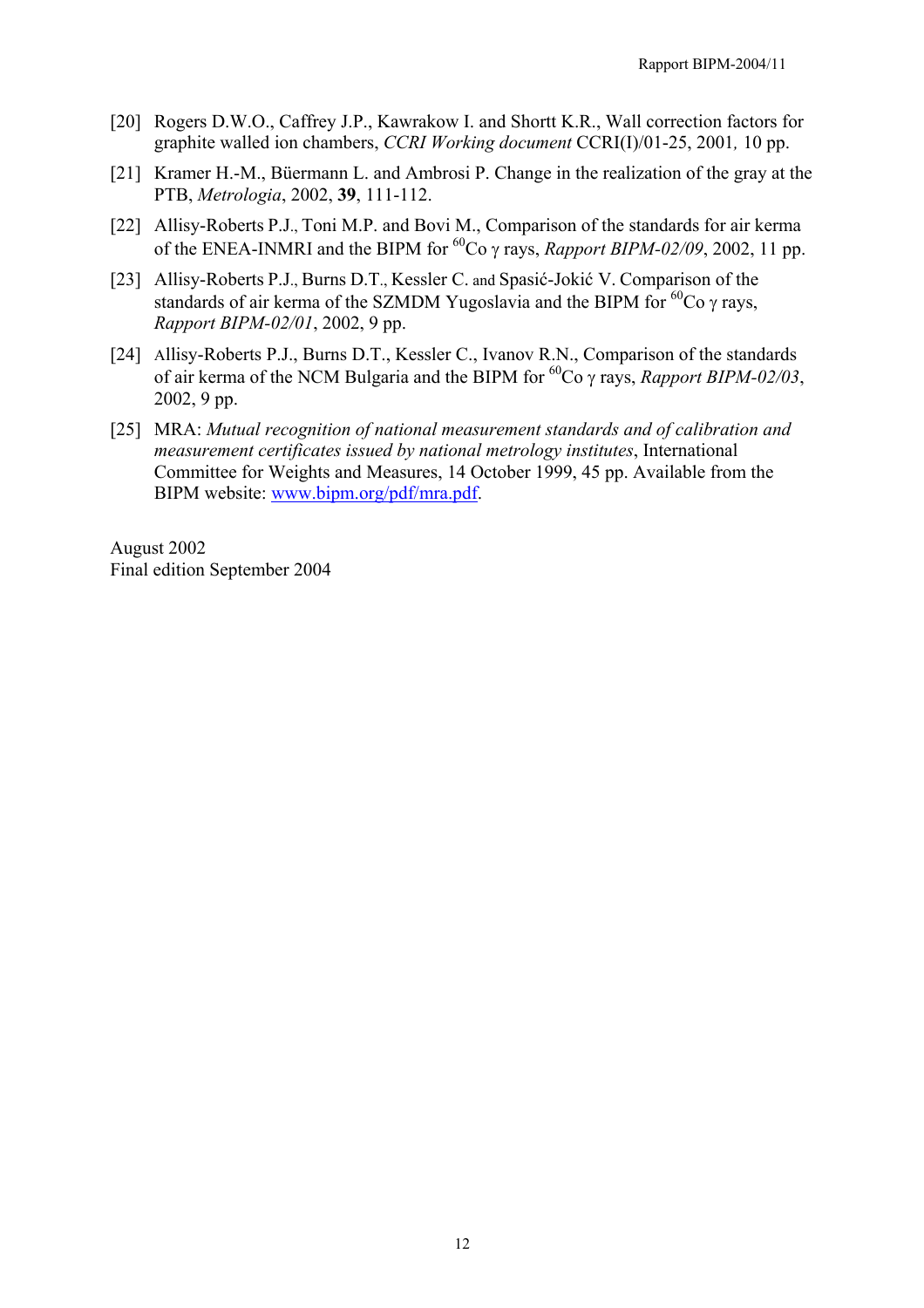[20] Rogers D.W.O., Caffrey J.P., Kawrakow I. and Shortt K.R., Wall correction factors for graphite walled ion chambers, *CCRI Working document* CCRI(I)/01-25, 2001, 10 pp.

[21] Kramer H.-M., Büermann L. and Ambrosi P. Change in the realization of the gray at the PTB, *Metrologia*, 2002, **39**, 111-112.

[22] Allisy-Roberts P.J., Toni M.P. and Bovi M., Comparison of the standards for air kerma of the ENEA-INMRI and the BIPM for $^{60}$Co γ rays, *Rapport BIPM-02/09*, 2002, 11 pp.

[23] Allisy-Roberts P.J., Burns D.T., Kessler C. and Spasić-Jokić V. Comparison of the standards of air kerma of the SZMDM Yugoslavia and the BIPM for $^{60}$Co γ rays, *Rapport BIPM-02/01*, 2002, 9 pp.

[24] Allisy-Roberts P.J., Burns D.T., Kessler C., Ivanov R.N., Comparison of the standards of air kerma of the NCM Bulgaria and the BIPM for $^{60}$Co γ rays, *Rapport BIPM-02/03*, 2002, 9 pp.

[25] MRA: *Mutual recognition of national measurement standards and of calibration and measurement certificates issued by national metrology institutes*, International Committee for Weights and Measures, 14 October 1999, 45 pp. Available from the BIPM website: www.bipm.org/pdf/mra.pdf.

August 2002
Final edition September 2004